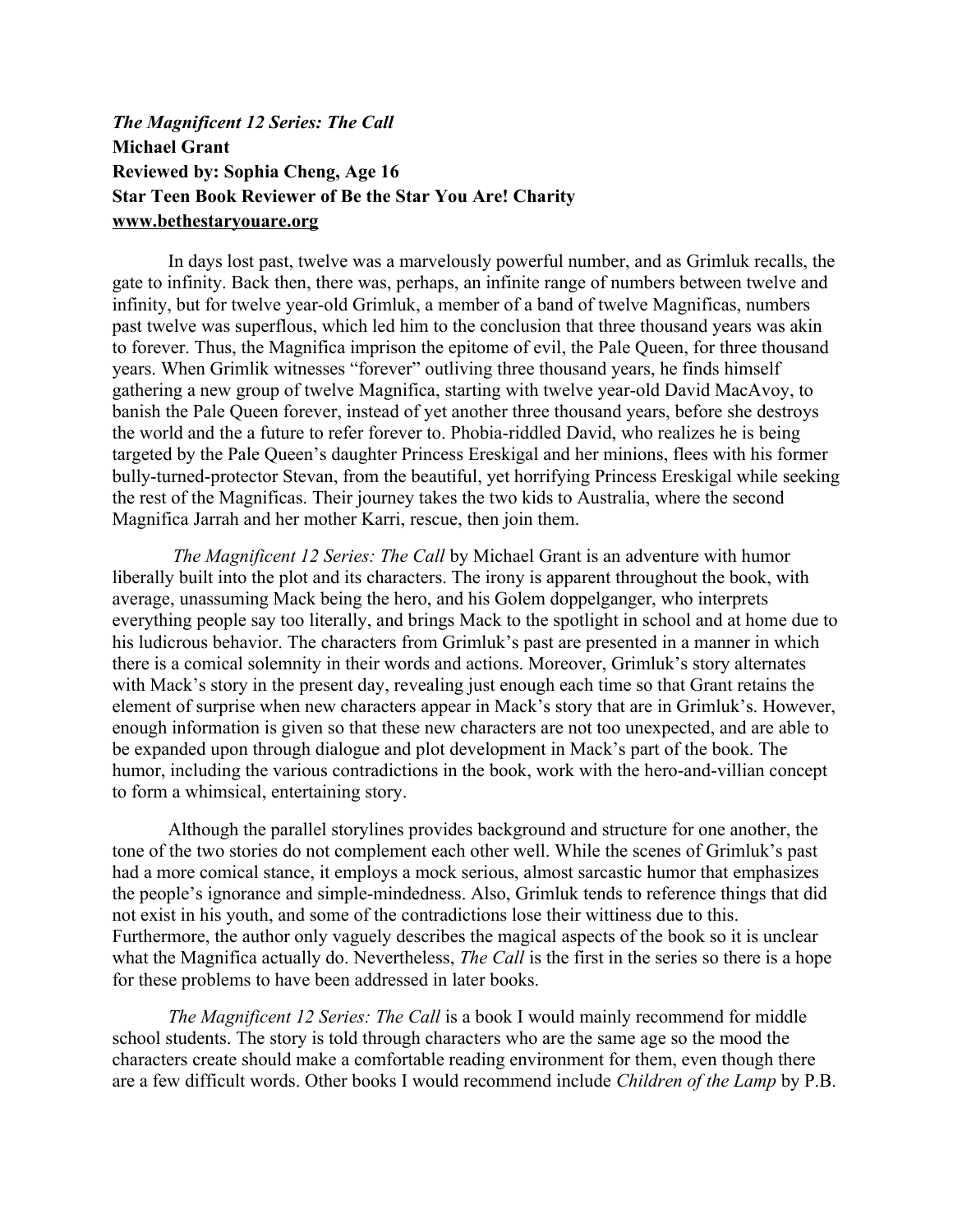***The Magnificent 12 Series: The Call***
**Michael Grant**
**Reviewed by: Sophia Cheng, Age 16**
**Star Teen Book Reviewer of Be the Star You Are! Charity**
**www.bethestaryouare.org**

In days lost past, twelve was a marvelously powerful number, and as Grimluk recalls, the gate to infinity. Back then, there was, perhaps, an infinite range of numbers between twelve and infinity, but for twelve year-old Grimluk, a member of a band of twelve Magnificas, numbers past twelve was superflous, which led him to the conclusion that three thousand years was akin to forever. Thus, the Magnifica imprison the epitome of evil, the Pale Queen, for three thousand years. When Grimlik witnesses "forever" outliving three thousand years, he finds himself gathering a new group of twelve Magnifica, starting with twelve year-old David MacAvoy, to banish the Pale Queen forever, instead of yet another three thousand years, before she destroys the world and the a future to refer forever to. Phobia-riddled David, who realizes he is being targeted by the Pale Queen's daughter Princess Ereskigal and her minions, flees with his former bully-turned-protector Stevan, from the beautiful, yet horrifying Princess Ereskigal while seeking the rest of the Magnificas. Their journey takes the two kids to Australia, where the second Magnifica Jarrah and her mother Karri, rescue, then join them.

*The Magnificent 12 Series: The Call* by Michael Grant is an adventure with humor liberally built into the plot and its characters. The irony is apparent throughout the book, with average, unassuming Mack being the hero, and his Golem doppelganger, who interprets everything people say too literally, and brings Mack to the spotlight in school and at home due to his ludicrous behavior. The characters from Grimluk's past are presented in a manner in which there is a comical solemnity in their words and actions. Moreover, Grimluk's story alternates with Mack's story in the present day, revealing just enough each time so that Grant retains the element of surprise when new characters appear in Mack's story that are in Grimluk's. However, enough information is given so that these new characters are not too unexpected, and are able to be expanded upon through dialogue and plot development in Mack's part of the book. The humor, including the various contradictions in the book, work with the hero-and-villian concept to form a whimsical, entertaining story.

Although the parallel storylines provides background and structure for one another, the tone of the two stories do not complement each other well. While the scenes of Grimluk's past had a more comical stance, it employs a mock serious, almost sarcastic humor that emphasizes the people's ignorance and simple-mindedness. Also, Grimluk tends to reference things that did not exist in his youth, and some of the contradictions lose their wittiness due to this. Furthermore, the author only vaguely describes the magical aspects of the book so it is unclear what the Magnifica actually do. Nevertheless, *The Call* is the first in the series so there is a hope for these problems to have been addressed in later books.

*The Magnificent 12 Series: The Call* is a book I would mainly recommend for middle school students. The story is told through characters who are the same age so the mood the characters create should make a comfortable reading environment for them, even though there are a few difficult words. Other books I would recommend include *Children of the Lamp* by P.B.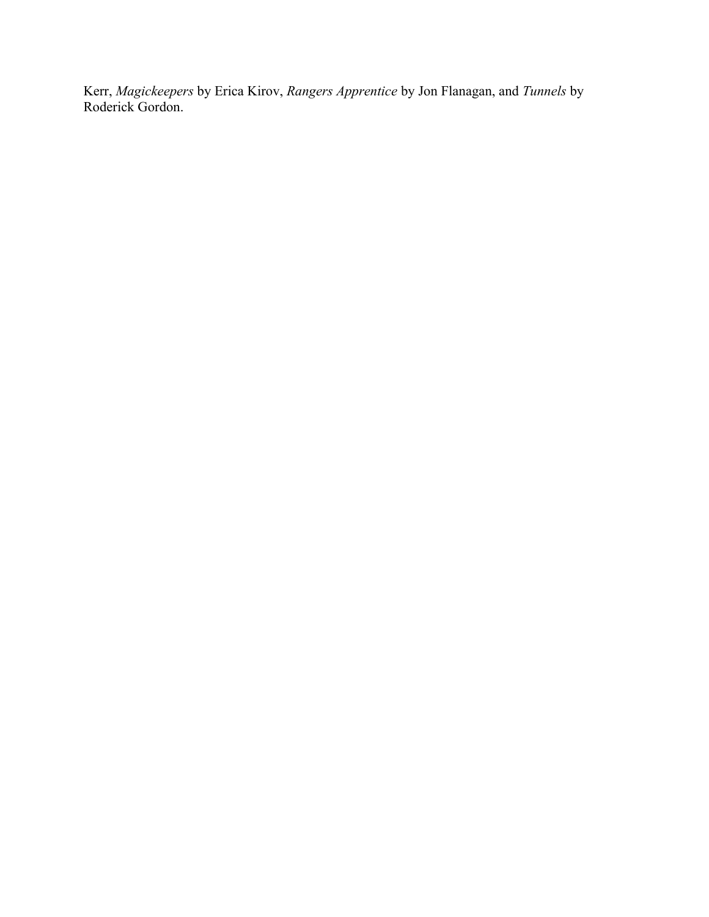Kerr, *Magickeepers* by Erica Kirov, *Rangers Apprentice* by Jon Flanagan, and *Tunnels* by Roderick Gordon.